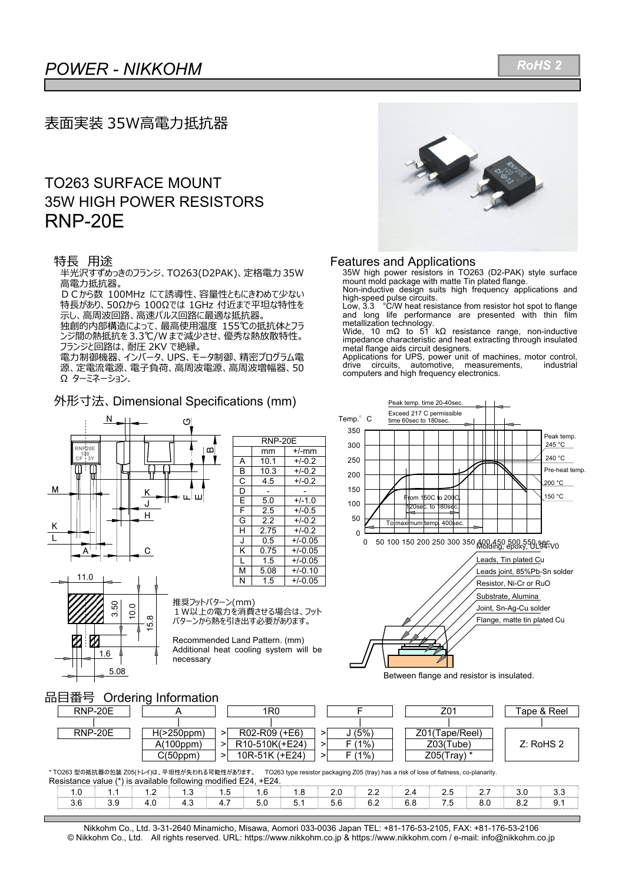# POWER - NIKKOHM

RoHS 2

## 表面実装 35W高電力抵抗器

## TO263 SURFACE MOUNT
## 35W HIGH POWER RESISTORS
# RNP-20E

### 特長 用途

半光沢すずめっきのフランジ、TO263(D2PAK)、定格電力 35W 高電力抵抗器。
ＤＣから数 100MHz にて誘導性、容量性ともにきわめて少ない特長があり、50Ωから 100Ωでは 1GHz 付近まで平坦な特性を示し、高周波回路、高速パルス回路に最適な抵抗器。
独創的内部構造によって、最高使用温度 155℃の抵抗体とフランジ間の熱抵抗を3.3℃/Wまで減少させ、優秀な熱放散特性。
フランジと回路は、耐圧 2KV で絶縁。
電力制御機器、インバータ、UPS、モータ制御、精密プログラム電源、定電流電源、電子負荷、高周波電源、高周波増幅器、50Ω ターミネーション.

### Features and Applications

35W high power resistors in TO263 (D2-PAK) style surface mount mold package with matte Tin plated flange.
Non-inductive design suits high frequency applications and high-speed pulse circuits.
Low, 3.3 °C/W heat resistance from resistor hot spot to flange and long life performance are presented with thin film metallization technology.
Wide, 10 mΩ to 51 kΩ resistance range, non-inductive impedance characteristic and heat extracting through insulated metal flange aids circuit designers.
Applications for UPS, power unit of machines, motor control, drive circuits, automotive, measurements, industrial computers and high frequency electronics.

### 外形寸法、Dimensional Specifications (mm)

| RNP-20E | mm | +/-mm |
|---|---|---|
| A | 10.1 | +/-0.2 |
| B | 10.3 | +/-0.2 |
| C | 4.5 | +/-0.2 |
| D | - | - |
| E | 5.0 | +/-1.0 |
| F | 2.5 | +/-0.5 |
| G | 2.2 | +/-0.2 |
| H | 2.75 | +/-0.2 |
| J | 0.5 | +/-0.05 |
| K | 0.75 | +/-0.05 |
| L | 1.5 | +/-0.05 |
| M | 5.08 | +/-0.10 |
| N | 1.5 | +/-0.05 |

推奨フットパターン(mm)
１W以上の電力を消費させる場合は、フットパターンから熱を引き出す必要があります。

Recommended Land Pattern. (mm)
Additional heat cooling system will be necessary

Land pattern dimensions: 11.0, 3.50, 10.0, 15.8, 1.6, 5.08

Reflow profile: Peak temp. time 20-40sec. Exceed 217 C permissible time 60sec to 180sec. Peak temp. 245 °C, 240 °C, Pre-heat temp. 200 °C, 150 °C. From 150C to 200C, 120sec. to 180sec. To maximum temp. 400sec.

Construction: Molding, epoxy, UL94-V0; Leads, Tin plated Cu; Leads joint, 85%Pb-Sn solder; Resistor, Ni-Cr or RuO; Substrate, Alumina; Joint, Sn-Ag-Cu solder; Flange, matte tin plated Cu

Between flange and resistor is insulated.

### 品目番号 Ordering Information

| RNP-20E | A | 1R0 | F | Z01 | Tape & Reel |
|---|---|---|---|---|---|
| RNP-20E | H(>250ppm) | R02-R09 (+E6) | J (5%) | Z01(Tape/Reel) | Z: RoHS 2 |
| | A(100ppm) | R10-510K(+E24) | F (1%) | Z03(Tube) | |
| | C(50ppm) | 10R-51K (+E24) | F (1%) | Z05(Tray) * | |

* TO263 型の抵抗器の包装 Z05(トレイ)は、平坦性が失われる可能性があります。 TO263 type resistor packaging Z05 (tray) has a risk of lose of flatness, co-planarity.

Resistance value (*) is available following modified E24, +E24.

| 1.0 | 1.1 | 1.2 | 1.3 | 1.5 | 1.6 | 1.8 | 2.0 | 2.2 | 2.4 | 2.5 | 2.7 | 3.0 | 3.3 |
|---|---|---|---|---|---|---|---|---|---|---|---|---|---|
| 3.6 | 3.9 | 4.0 | 4.3 | 4.7 | 5.0 | 5.1 | 5.6 | 6.2 | 6.8 | 7.5 | 8.0 | 8.2 | 9.1 |

Nikkohm Co., Ltd. 3-31-2640 Minamicho, Misawa, Aomori 033-0036 Japan TEL: +81-176-53-2105, FAX: +81-176-53-2106
© Nikkohm Co., Ltd. All rights reserved. URL: https://www.nikkohm.co.jp & https://www.nikkohm.com / e-mail: info@nikkohm.co.jp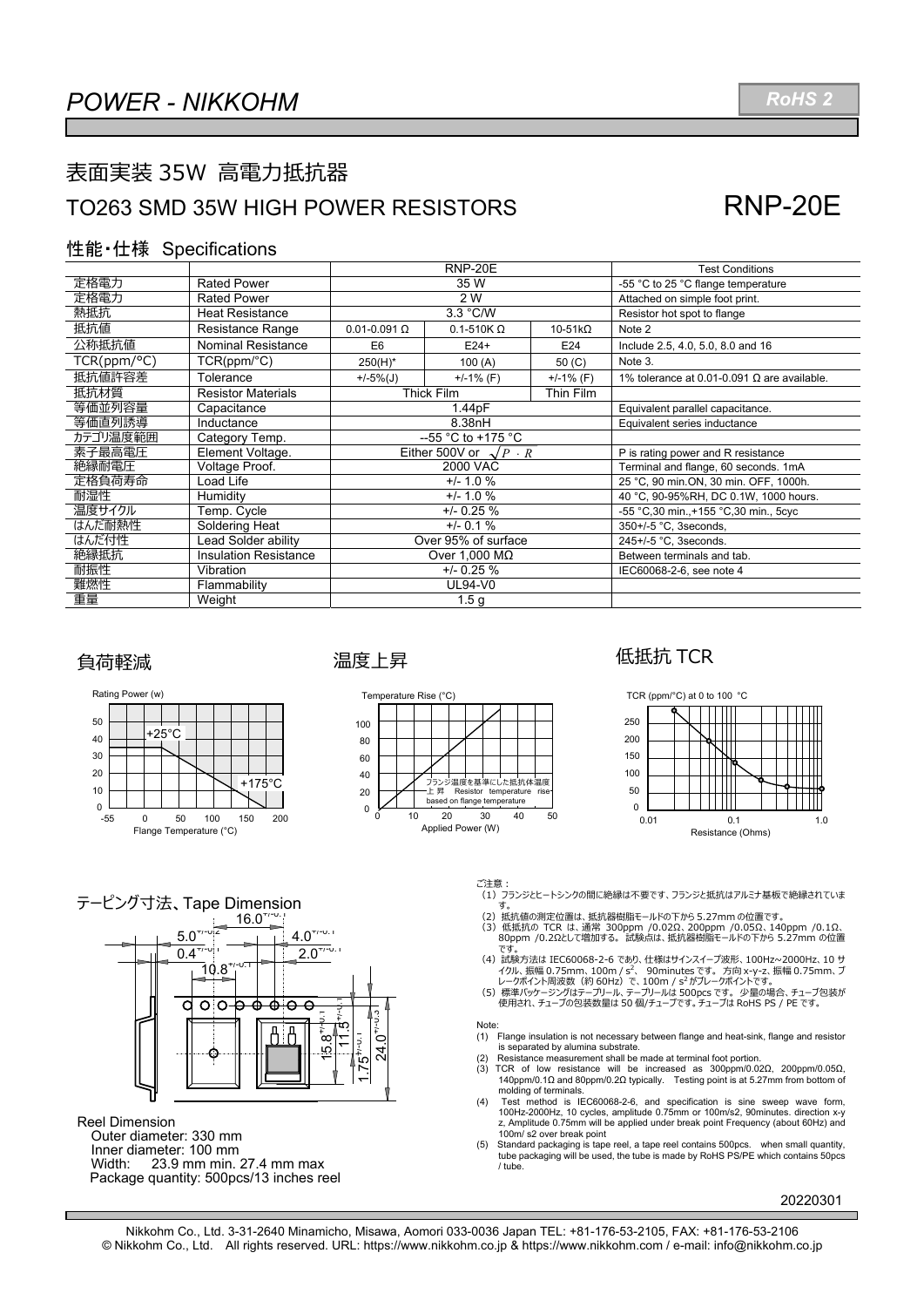# POWER - NIKKOHM

RoHS 2

## 表面実装 35W 高電力抵抗器

## TO263 SMD 35W HIGH POWER RESISTORS

# RNP-20E

### 性能・仕様 Specifications

| | | RNP-20E | | | Test Conditions |
|---|---|---|---|---|---|
| 定格電力 | Rated Power | 35 W | | | -55 °C to 25 °C flange temperature |
| 定格電力 | Rated Power | 2 W | | | Attached on simple foot print. |
| 熱抵抗 | Heat Resistance | 3.3 °C/W | | | Resistor hot spot to flange |
| 抵抗値 | Resistance Range | 0.01-0.091 Ω | 0.1-510K Ω | 10-51kΩ | Note 2 |
| 公称抵抗値 | Nominal Resistance | E6 | E24+ | E24 | Include 2.5, 4.0, 5.0, 8.0 and 16 |
| TCR(ppm/°C) | TCR(ppm/°C) | 250(H)* | 100 (A) | 50 (C) | Note 3. |
| 抵抗値許容差 | Tolerance | +/-5%(J) | +/-1% (F) | +/-1% (F) | 1% tolerance at 0.01-0.091 Ω are available. |
| 抵抗材質 | Resistor Materials | Thick Film | | Thin Film | |
| 等価並列容量 | Capacitance | 1.44pF | | | Equivalent parallel capacitance. |
| 等価直列誘導 | Inductance | 8.38nH | | | Equivalent series inductance |
| カテゴリ温度範囲 | Category Temp. | --55 °C to +175 °C | | | |
| 素子最高電圧 | Element Voltage. | Either 500V or $\sqrt{P \cdot R}$ | | | P is rating power and R resistance |
| 絶縁耐電圧 | Voltage Proof. | 2000 VAC | | | Terminal and flange, 60 seconds. 1mA |
| 定格負荷寿命 | Load Life | +/- 1.0 % | | | 25 °C, 90 min.ON, 30 min. OFF, 1000h. |
| 耐湿性 | Humidity | +/- 1.0 % | | | 40 °C, 90-95%RH, DC 0.1W, 1000 hours. |
| 温度サイクル | Temp. Cycle | +/- 0.25 % | | | -55 °C,30 min.,+155 °C,30 min., 5cyc |
| はんだ耐熱性 | Soldering Heat | +/- 0.1 % | | | 350+/-5 °C, 3seconds, |
| はんだ付性 | Lead Solder ability | Over 95% of surface | | | 245+/-5 °C, 3seconds. |
| 絶縁抵抗 | Insulation Resistance | Over 1,000 MΩ | | | Between terminals and tab. |
| 耐振性 | Vibration | +/- 0.25 % | | | IEC60068-2-6, see note 4 |
| 難燃性 | Flammability | UL94-V0 | | | |
| 重量 | Weight | 1.5 g | | | |

### 負荷軽減

Rating Power (w)
50
40
30
20
10
0
+25°C
+175°C
-55 0 50 100 150 200
Flange Temperature (°C)

### 温度上昇

Temperature Rise (°C)
100
80
60
40
20
0
フランジ温度を基準にした抵抗体温度上昇 Resistor temperature rise based on flange temperature
0 10 20 30 40 50
Applied Power (W)

### 低抵抗 TCR

TCR (ppm/°C) at 0 to 100 °C
250
200
150
100
50
0
0.01 0.1 1.0
Resistance (Ohms)

### テーピング寸法、Tape Dimension

16.0+/-0.1
5.0+/-0.2
4.0+/-0.1
0.4+/-0.1
2.0+/-0.1
10.8+/-0.1
15.8+/-0.1
11.5+/-0.1
1.75+/-0.1
24.0+/-0.3

Reel Dimension
Outer diameter: 330 mm
Inner diameter: 100 mm
Width: 23.9 mm min. 27.4 mm max
Package quantity: 500pcs/13 inches reel

ご注意：
(1) フランジとヒートシンクの間に絶縁は不要です、フランジと抵抗はアルミナ基板で絶縁されています。
(2) 抵抗値の測定位置は、抵抗器樹脂モールドの下から 5.27mm の位置です。
(3) 低抵抗の TCR は、通常 300ppm /0.02Ω、200ppm /0.05Ω、140ppm /0.1Ω、80ppm /0.2Ωとして増加する。試験点は、抵抗器樹脂モールドの下から 5.27mm の位置です。
(4) 試験方法は IEC60068-2-6 であり、仕様はサインスイープ波形、100Hz～2000Hz、10 サイクル、振幅 0.75mm、100m / s$^2$、 90minutes です。 方向 x-y-z、振幅 0.75mm、ブレークポイント周波数（約 60Hz）で、100m / s$^2$ がブレークポイントです。
(5) 標準パッケージングはテープリール、テープリールは 500pcs です。 少量の場合、チューブ包装が使用され、チューブの包装数量は 50 個/チューブです。チューブは RoHS PS / PE です。

Note:
(1) Flange insulation is not necessary between flange and heat-sink, flange and resistor is separated by alumina substrate.
(2) Resistance measurement shall be made at terminal foot portion.
(3) TCR of low resistance will be increased as 300ppm/0.02Ω, 200ppm/0.05Ω, 140ppm/0.1Ω and 80ppm/0.2Ω typically. Testing point is at 5.27mm from bottom of molding of terminals.
(4) Test method is IEC60068-2-6, and specification is sine sweep wave form, 100Hz-2000Hz, 10 cycles, amplitude 0.75mm or 100m/s2, 90minutes. direction x-y z, Amplitude 0.75mm will be applied under break point Frequency (about 60Hz) and 100m/ s2 over break point
(5) Standard packaging is tape reel, a tape reel contains 500pcs. when small quantity, tube packaging will be used, the tube is made by RoHS PS/PE which contains 50pcs / tube.

20220301

Nikkohm Co., Ltd. 3-31-2640 Minamicho, Misawa, Aomori 033-0036 Japan TEL: +81-176-53-2105, FAX: +81-176-53-2106
© Nikkohm Co., Ltd. All rights reserved. URL: https://www.nikkohm.co.jp & https://www.nikkohm.com / e-mail: info@nikkohm.co.jp